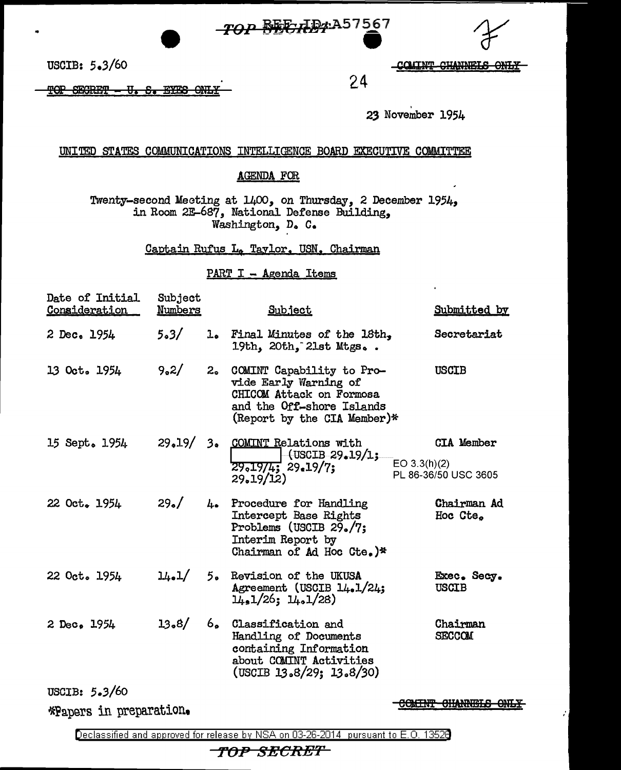TOP SECRET REF ID:A57567

USCIB: 5.3/60

~~COMINT CHANNELS ONLY~~

~~TOP SECRET - U. S. EYES ONLY~~

24

23 November 1954

UNITED STATES COMMUNICATIONS INTELLIGENCE BOARD EXECUTIVE COMMITTEE

AGENDA FOR

Twenty-second Meeting at 1400, on Thursday, 2 December 1954, in Room 2E-687, National Defense Building, Washington, D. C.

Captain Rufus L. Taylor, USN, Chairman

PART I - Agenda Items

| Date of Initial Consideration | Subject Numbers | | Subject | Submitted by |
|---|---|---|---|---|
| 2 Dec. 1954 | 5.3/ | 1. | Final Minutes of the 18th, 19th, 20th, 21st Mtgs. . | Secretariat |
| 13 Oct. 1954 | 9.2/ | 2. | COMINT Capability to Provide Early Warning of CHICOM Attack on Formosa and the Off-shore Islands (Report by the CIA Member)* | USCIB |
| 15 Sept. 1954 | 29.19/ | 3. | COMINT Relations with [redacted] (USCIB 29.19/1; 29.19/4; 29.19/7; 29.19/12) | CIA Member |
| 22 Oct. 1954 | 29./ | 4. | Procedure for Handling Intercept Base Rights Problems (USCIB 29./7; Interim Report by Chairman of Ad Hoc Cte.)* | Chairman Ad Hoc Cte. |
| 22 Oct. 1954 | 14.1/ | 5. | Revision of the UKUSA Agreement (USCIB 14.1/24; 14.1/26; 14.1/28) | Exec. Secy. USCIB |
| 2 Dec. 1954 | 13.8/ | 6. | Classification and Handling of Documents containing Information about COMINT Activities (USCIB 13.8/29; 13.8/30) | Chairman SECCOM |

EO 3.3(h)(2)
PL 86-36/50 USC 3605

USCIB: 5.3/60

*Papers in preparation.

~~COMINT CHANNELS ONLY~~

Declassified and approved for release by NSA on 03-26-2014 pursuant to E.O. 13526

TOP SECRET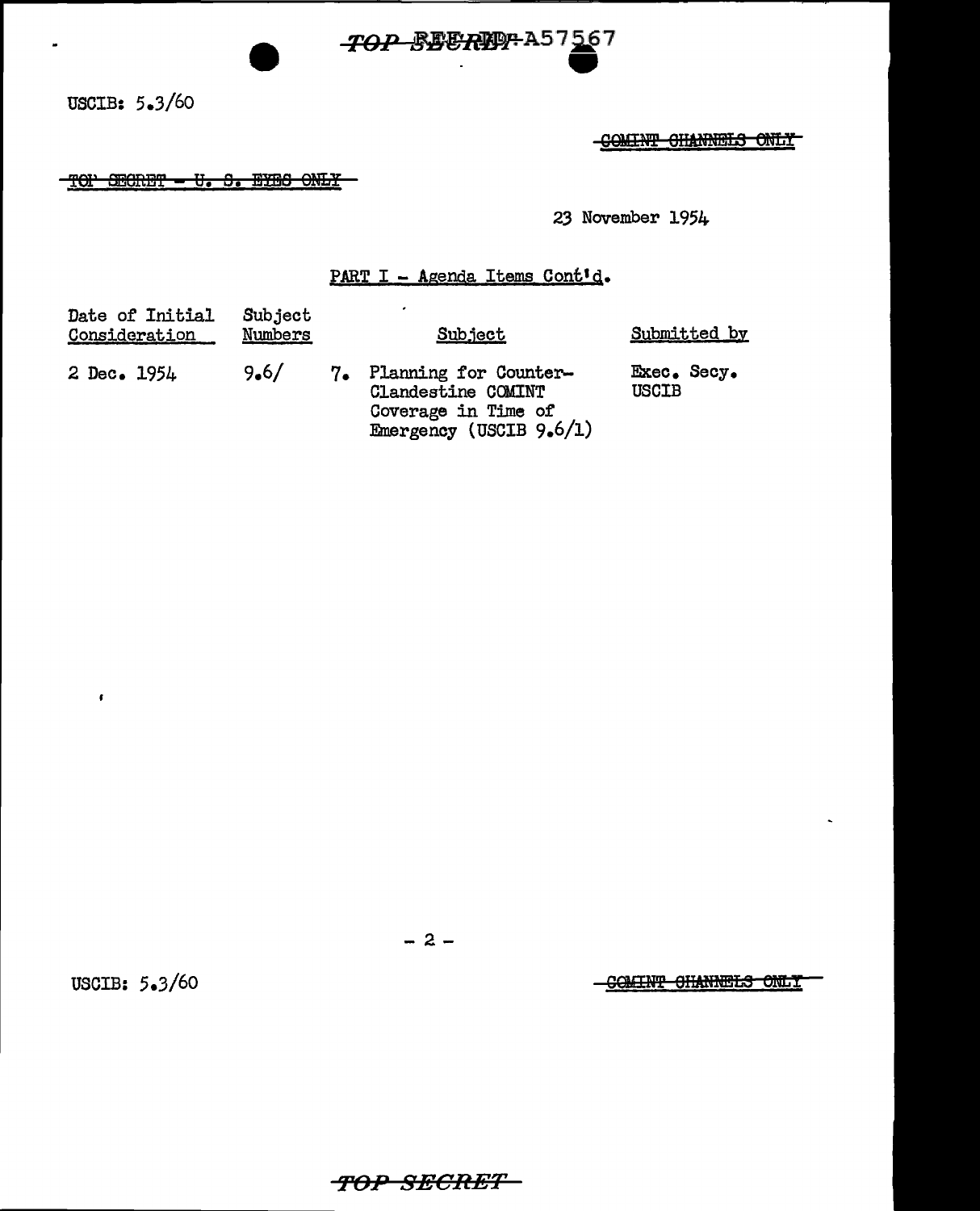USCIB: 5.3/60

~~COMINT CHANNELS ONLY~~

~~TOP SECRET - U. S. EYES ONLY~~

23 November 1954

PART I - Agenda Items Cont'd.

| Date of Initial Consideration | Subject Numbers | Subject | Submitted by |
|---|---|---|---|
| 2 Dec. 1954 | 9.6/ | 7. Planning for Counter-Clandestine COMINT Coverage in Time of Emergency (USCIB 9.6/1) | Exec. Secy. USCIB |

USCIB: 5.3/60

~~COMINT CHANNELS ONLY~~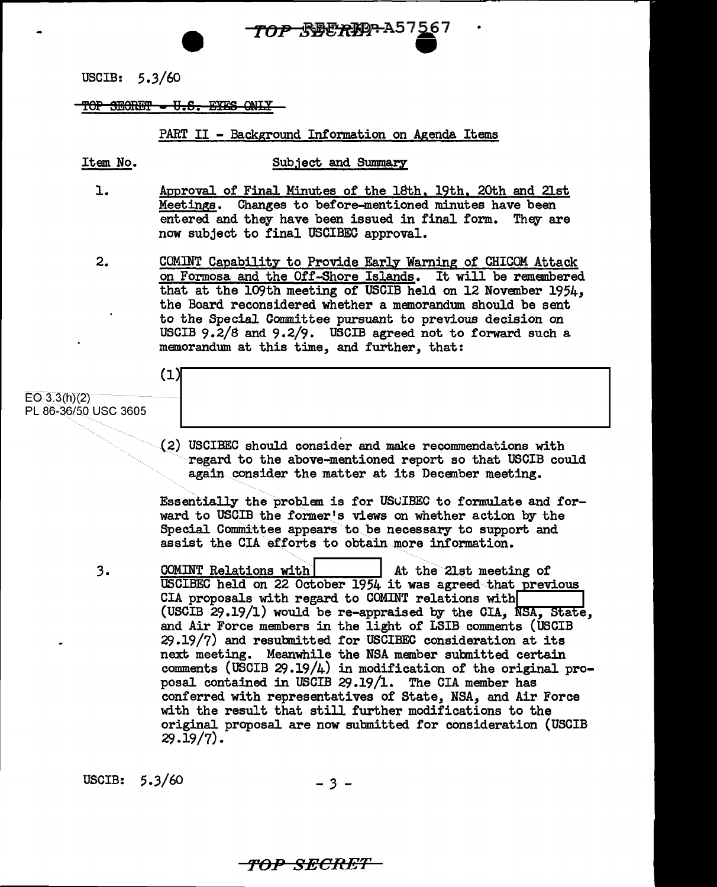USCIB: 5.3/60

~~TOP SECRET - U.S. EYES ONLY~~

PART II - Background Information on Agenda Items

| Item No. | Subject and Summary |
|---|---|
| 1. | Approval of Final Minutes of the 18th, 19th, 20th and 21st Meetings. Changes to before-mentioned minutes have been entered and they have been issued in final form. They are now subject to final USCIBEC approval. |
| 2. | COMINT Capability to Provide Early Warning of CHICOM Attack on Formosa and the Off-Shore Islands. It will be remembered that at the 109th meeting of USCIB held on 12 November 1954, the Board reconsidered whether a memorandum should be sent to the Special Committee pursuant to previous decision on USCIB 9.2/8 and 9.2/9. USCIB agreed not to forward such a memorandum at this time, and further, that: |

EO 3.3(h)(2)
PL 86-36/50 USC 3605

(1) [REDACTED]

(2) USCIBEC should consider and make recommendations with regard to the above-mentioned report so that USCIB could again consider the matter at its December meeting.

Essentially the problem is for USCIBEC to formulate and forward to USCIB the former's views on whether action by the Special Committee appears to be necessary to support and assist the CIA efforts to obtain more information.

3. COMINT Relations with [REDACTED] At the 21st meeting of USCIBEC held on 22 October 1954 it was agreed that previous CIA proposals with regard to COMINT relations with [REDACTED] (USCIB 29.19/1) would be re-appraised by the CIA, NSA, State, and Air Force members in the light of LSIB comments (USCIB 29.19/7) and resubmitted for USCIBEC consideration at its next meeting. Meanwhile the NSA member submitted certain comments (USCIB 29.19/4) in modification of the original proposal contained in USCIB 29.19/1. The CIA member has conferred with representatives of State, NSA, and Air Force with the result that still further modifications to the original proposal are now submitted for consideration (USCIB 29.19/7).

USCIB: 5.3/60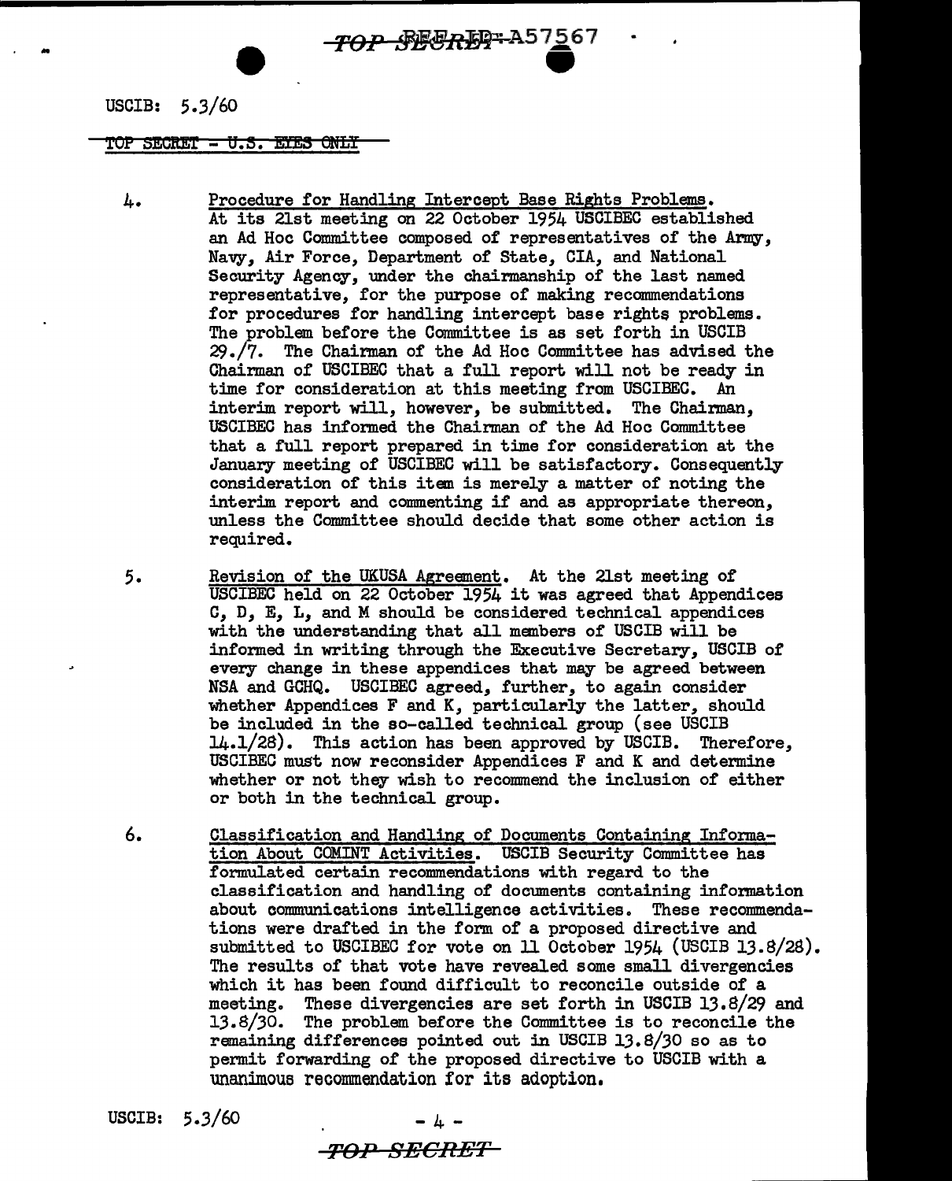USCIB: 5.3/60

TOP SECRET - U.S. EYES ONLY

4. Procedure for Handling Intercept Base Rights Problems. At its 21st meeting on 22 October 1954 USCIBEC established an Ad Hoc Committee composed of representatives of the Army, Navy, Air Force, Department of State, CIA, and National Security Agency, under the chairmanship of the last named representative, for the purpose of making recommendations for procedures for handling intercept base rights problems. The problem before the Committee is as set forth in USCIB 29./7. The Chairman of the Ad Hoc Committee has advised the Chairman of USCIBEC that a full report will not be ready in time for consideration at this meeting from USCIBEC. An interim report will, however, be submitted. The Chairman, USCIBEC has informed the Chairman of the Ad Hoc Committee that a full report prepared in time for consideration at the January meeting of USCIBEC will be satisfactory. Consequently consideration of this item is merely a matter of noting the interim report and commenting if and as appropriate thereon, unless the Committee should decide that some other action is required.

5. Revision of the UKUSA Agreement. At the 21st meeting of USCIBEC held on 22 October 1954 it was agreed that Appendices C, D, E, L, and M should be considered technical appendices with the understanding that all members of USCIB will be informed in writing through the Executive Secretary, USCIB of every change in these appendices that may be agreed between NSA and GCHQ. USCIBEC agreed, further, to again consider whether Appendices F and K, particularly the latter, should be included in the so-called technical group (see USCIB 14.1/28). This action has been approved by USCIB. Therefore, USCIBEC must now reconsider Appendices F and K and determine whether or not they wish to recommend the inclusion of either or both in the technical group.

6. Classification and Handling of Documents Containing Information About COMINT Activities. USCIB Security Committee has formulated certain recommendations with regard to the classification and handling of documents containing information about communications intelligence activities. These recommendations were drafted in the form of a proposed directive and submitted to USCIBEC for vote on 11 October 1954 (USCIB 13.8/28). The results of that vote have revealed some small divergencies which it has been found difficult to reconcile outside of a meeting. These divergencies are set forth in USCIB 13.8/29 and 13.8/30. The problem before the Committee is to reconcile the remaining differences pointed out in USCIB 13.8/30 so as to permit forwarding of the proposed directive to USCIB with a unanimous recommendation for its adoption.

USCIB: 5.3/60

TOP SECRET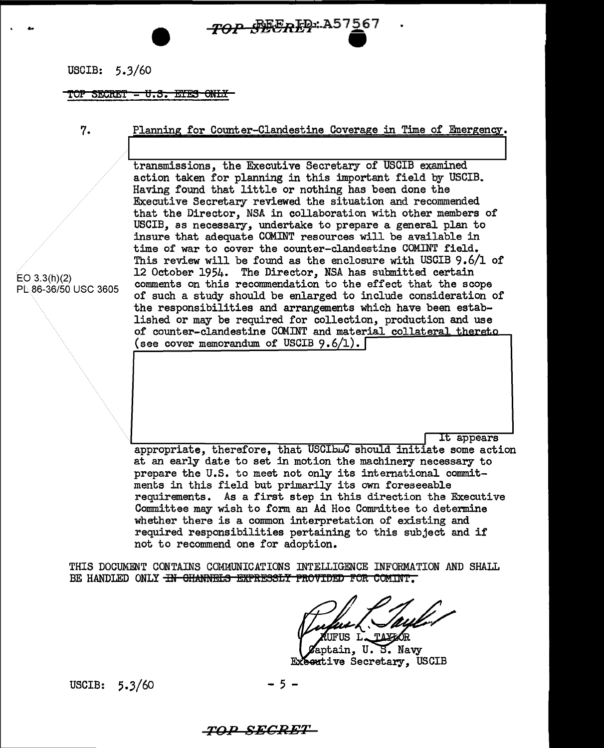USCIB: 5.3/60

~~TOP SECRET - U.S. EYES ONLY~~

7. Planning for Counter-Clandestine Coverage in Time of Emergency.

transmissions, the Executive Secretary of USCIB examined action taken for planning in this important field by USCIB. Having found that little or nothing has been done the Executive Secretary reviewed the situation and recommended that the Director, NSA in collaboration with other members of USCIB, as necessary, undertake to prepare a general plan to insure that adequate COMINT resources will be available in time of war to cover the counter-clandestine COMINT field. This review will be found as the enclosure with USCIB 9.6/1 of 12 October 1954. The Director, NSA has submitted certain comments on this recommendation to the effect that the scope of such a study should be enlarged to include consideration of the responsibilities and arrangements which have been established or may be required for collection, production and use of counter-clandestine COMINT and material collateral thereto (see cover memorandum of USCIB 9.6/1).

EO 3.3(h)(2)
PL 86-36/50 USC 3605

It appears appropriate, therefore, that USCIBEC should initiate some action at an early date to set in motion the machinery necessary to prepare the U.S. to meet not only its international commitments in this field but primarily its own foreseeable requirements. As a first step in this direction the Executive Committee may wish to form an Ad Hoc Committee to determine whether there is a common interpretation of existing and required responsibilities pertaining to this subject and if not to recommend one for adoption.

THIS DOCUMENT CONTAINS COMMUNICATIONS INTELLIGENCE INFORMATION AND SHALL BE HANDLED ONLY ~~IN CHANNELS EXPRESSLY PROVIDED FOR COMINT.~~

RUFUS L. TAYLOR
Captain, U. S. Navy
Executive Secretary, USCIB

USCIB: 5.3/60